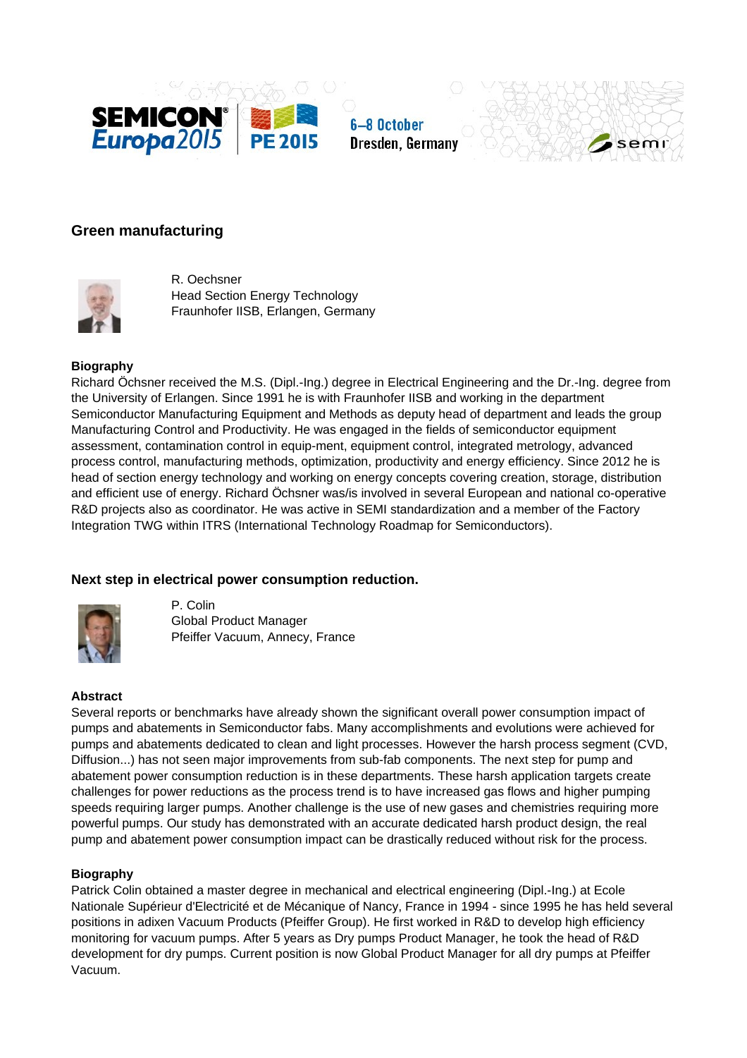## Green manufacturing

R. Oechsner
Head Section Energy Technology
Fraunhofer IISB, Erlangen, Germany

**Biography**

Richard Öchsner received the M.S. (Dipl.-Ing.) degree in Electrical Engineering and the Dr.-Ing. degree from the University of Erlangen. Since 1991 he is with Fraunhofer IISB and working in the department Semiconductor Manufacturing Equipment and Methods as deputy head of department and leads the group Manufacturing Control and Productivity. He was engaged in the fields of semiconductor equipment assessment, contamination control in equip-ment, equipment control, integrated metrology, advanced process control, manufacturing methods, optimization, productivity and energy efficiency. Since 2012 he is head of section energy technology and working on energy concepts covering creation, storage, distribution and efficient use of energy. Richard Öchsner was/is involved in several European and national co-operative R&D projects also as coordinator. He was active in SEMI standardization and a member of the Factory Integration TWG within ITRS (International Technology Roadmap for Semiconductors).

### Next step in electrical power consumption reduction.

P. Colin
Global Product Manager
Pfeiffer Vacuum, Annecy, France

**Abstract**

Several reports or benchmarks have already shown the significant overall power consumption impact of pumps and abatements in Semiconductor fabs. Many accomplishments and evolutions were achieved for pumps and abatements dedicated to clean and light processes. However the harsh process segment (CVD, Diffusion...) has not seen major improvements from sub-fab components. The next step for pump and abatement power consumption reduction is in these departments. These harsh application targets create challenges for power reductions as the process trend is to have increased gas flows and higher pumping speeds requiring larger pumps. Another challenge is the use of new gases and chemistries requiring more powerful pumps. Our study has demonstrated with an accurate dedicated harsh product design, the real pump and abatement power consumption impact can be drastically reduced without risk for the process.

**Biography**

Patrick Colin obtained a master degree in mechanical and electrical engineering (Dipl.-Ing.) at Ecole Nationale Supérieur d'Electricité et de Mécanique of Nancy, France in 1994 - since 1995 he has held several positions in adixen Vacuum Products (Pfeiffer Group). He first worked in R&D to develop high efficiency monitoring for vacuum pumps. After 5 years as Dry pumps Product Manager, he took the head of R&D development for dry pumps. Current position is now Global Product Manager for all dry pumps at Pfeiffer Vacuum.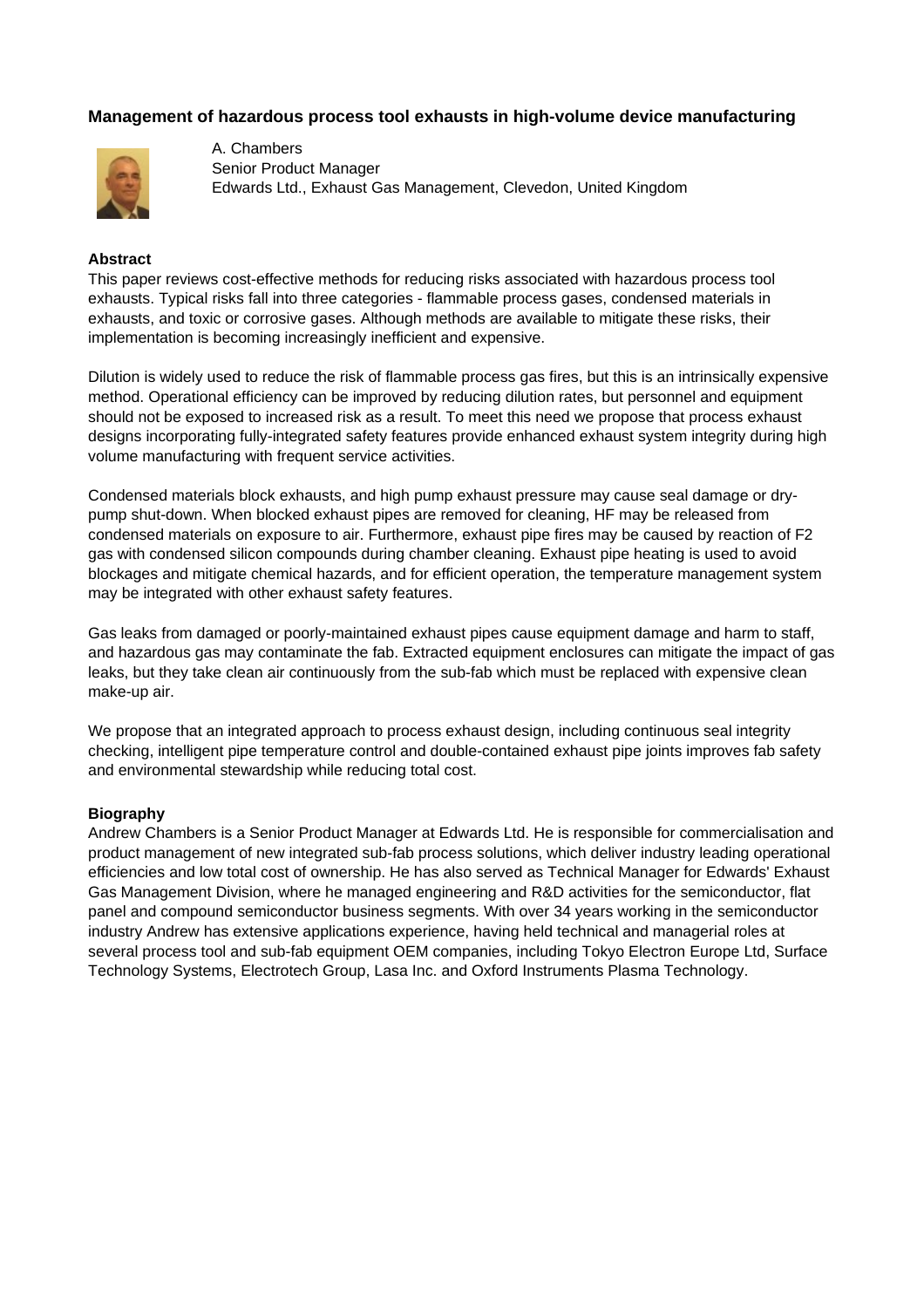## Management of hazardous process tool exhausts in high-volume device manufacturing

A. Chambers
Senior Product Manager
Edwards Ltd., Exhaust Gas Management, Clevedon, United Kingdom

### Abstract

This paper reviews cost-effective methods for reducing risks associated with hazardous process tool exhausts. Typical risks fall into three categories - flammable process gases, condensed materials in exhausts, and toxic or corrosive gases. Although methods are available to mitigate these risks, their implementation is becoming increasingly inefficient and expensive.

Dilution is widely used to reduce the risk of flammable process gas fires, but this is an intrinsically expensive method. Operational efficiency can be improved by reducing dilution rates, but personnel and equipment should not be exposed to increased risk as a result. To meet this need we propose that process exhaust designs incorporating fully-integrated safety features provide enhanced exhaust system integrity during high volume manufacturing with frequent service activities.

Condensed materials block exhausts, and high pump exhaust pressure may cause seal damage or dry-pump shut-down. When blocked exhaust pipes are removed for cleaning, HF may be released from condensed materials on exposure to air. Furthermore, exhaust pipe fires may be caused by reaction of $F_2$ gas with condensed silicon compounds during chamber cleaning. Exhaust pipe heating is used to avoid blockages and mitigate chemical hazards, and for efficient operation, the temperature management system may be integrated with other exhaust safety features.

Gas leaks from damaged or poorly-maintained exhaust pipes cause equipment damage and harm to staff, and hazardous gas may contaminate the fab. Extracted equipment enclosures can mitigate the impact of gas leaks, but they take clean air continuously from the sub-fab which must be replaced with expensive clean make-up air.

We propose that an integrated approach to process exhaust design, including continuous seal integrity checking, intelligent pipe temperature control and double-contained exhaust pipe joints improves fab safety and environmental stewardship while reducing total cost.

### Biography

Andrew Chambers is a Senior Product Manager at Edwards Ltd. He is responsible for commercialisation and product management of new integrated sub-fab process solutions, which deliver industry leading operational efficiencies and low total cost of ownership. He has also served as Technical Manager for Edwards' Exhaust Gas Management Division, where he managed engineering and R&D activities for the semiconductor, flat panel and compound semiconductor business segments. With over 34 years working in the semiconductor industry Andrew has extensive applications experience, having held technical and managerial roles at several process tool and sub-fab equipment OEM companies, including Tokyo Electron Europe Ltd, Surface Technology Systems, Electrotech Group, Lasa Inc. and Oxford Instruments Plasma Technology.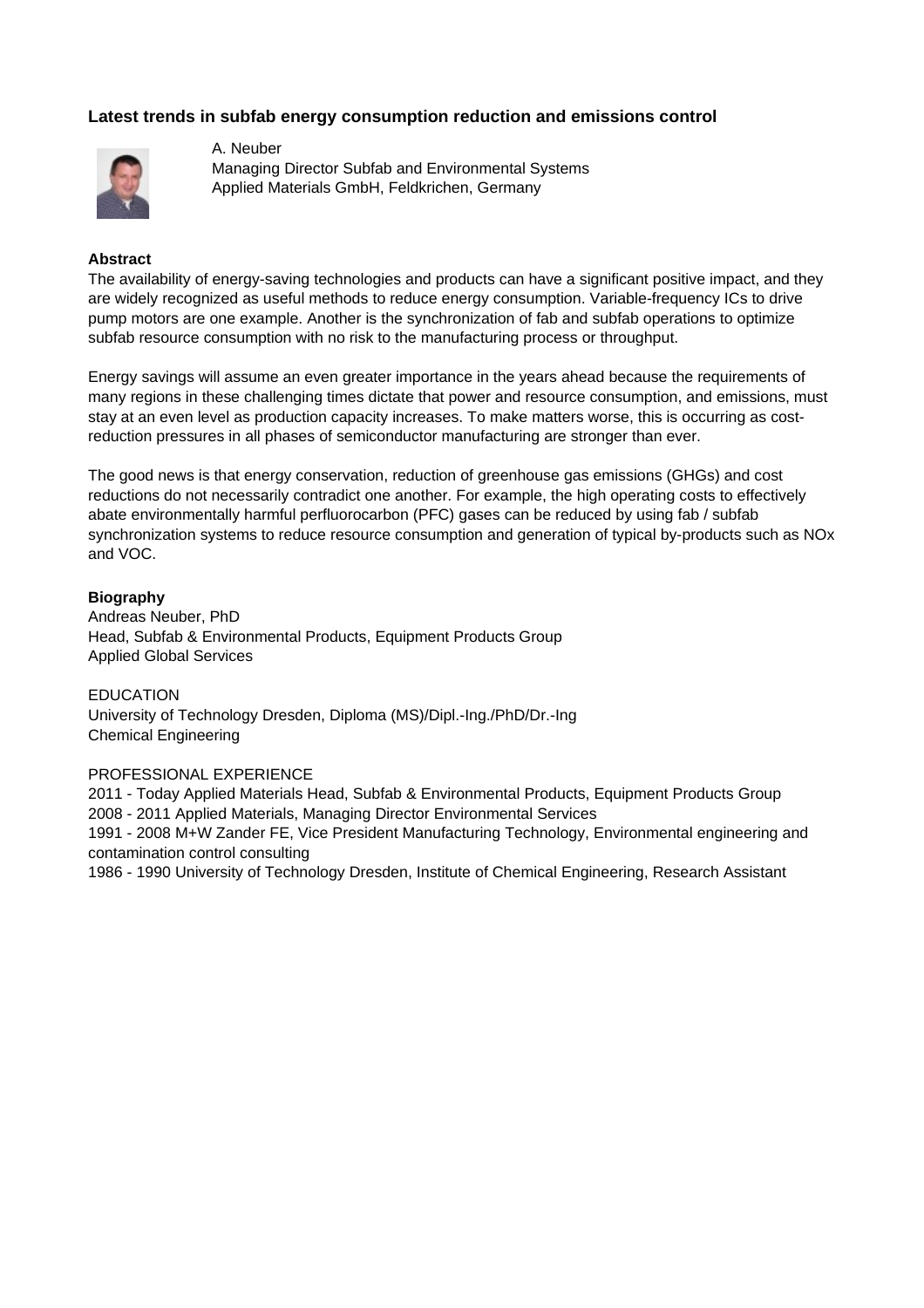## Latest trends in subfab energy consumption reduction and emissions control

A. Neuber
Managing Director Subfab and Environmental Systems
Applied Materials GmbH, Feldkrichen, Germany

**Abstract**

The availability of energy-saving technologies and products can have a significant positive impact, and they are widely recognized as useful methods to reduce energy consumption. Variable-frequency ICs to drive pump motors are one example. Another is the synchronization of fab and subfab operations to optimize subfab resource consumption with no risk to the manufacturing process or throughput.

Energy savings will assume an even greater importance in the years ahead because the requirements of many regions in these challenging times dictate that power and resource consumption, and emissions, must stay at an even level as production capacity increases. To make matters worse, this is occurring as cost-reduction pressures in all phases of semiconductor manufacturing are stronger than ever.

The good news is that energy conservation, reduction of greenhouse gas emissions (GHGs) and cost reductions do not necessarily contradict one another. For example, the high operating costs to effectively abate environmentally harmful perfluorocarbon (PFC) gases can be reduced by using fab / subfab synchronization systems to reduce resource consumption and generation of typical by-products such as NOx and VOC.

**Biography**

Andreas Neuber, PhD
Head, Subfab & Environmental Products, Equipment Products Group
Applied Global Services

EDUCATION
University of Technology Dresden, Diploma (MS)/Dipl.-Ing./PhD/Dr.-Ing
Chemical Engineering

PROFESSIONAL EXPERIENCE
2011 - Today Applied Materials Head, Subfab & Environmental Products, Equipment Products Group
2008 - 2011 Applied Materials, Managing Director Environmental Services
1991 - 2008 M+W Zander FE, Vice President Manufacturing Technology, Environmental engineering and contamination control consulting
1986 - 1990 University of Technology Dresden, Institute of Chemical Engineering, Research Assistant